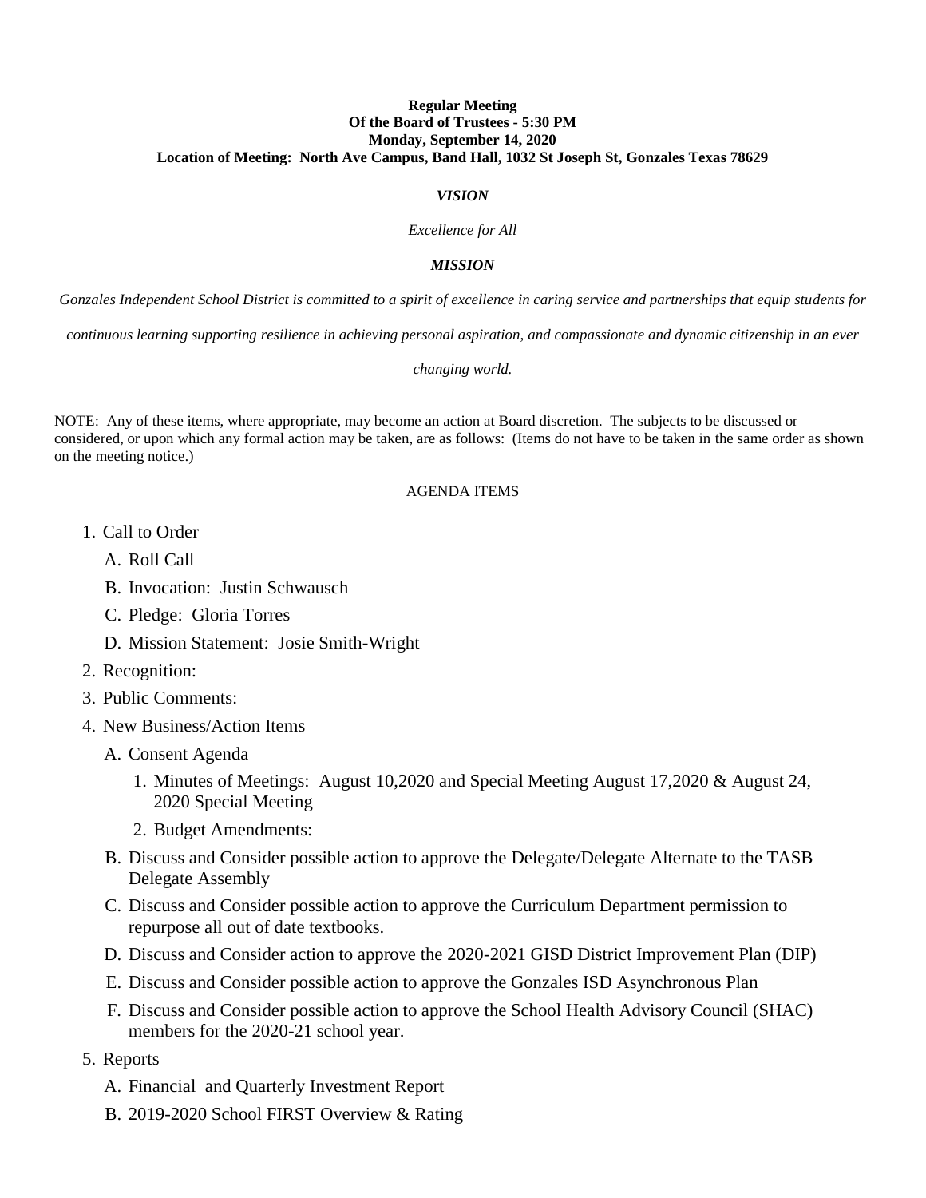**Regular Meeting**
**Of the Board of Trustees - 5:30 PM**
**Monday, September 14, 2020**
**Location of Meeting: North Ave Campus, Band Hall, 1032 St Joseph St, Gonzales Texas 78629**

***VISION***

*Excellence for All*

***MISSION***

*Gonzales Independent School District is committed to a spirit of excellence in caring service and partnerships that equip students for continuous learning supporting resilience in achieving personal aspiration, and compassionate and dynamic citizenship in an ever changing world.*

NOTE: Any of these items, where appropriate, may become an action at Board discretion. The subjects to be discussed or considered, or upon which any formal action may be taken, are as follows: (Items do not have to be taken in the same order as shown on the meeting notice.)

AGENDA ITEMS

1. Call to Order
   - A. Roll Call
   - B. Invocation: Justin Schwausch
   - C. Pledge: Gloria Torres
   - D. Mission Statement: Josie Smith-Wright
2. Recognition:
3. Public Comments:
4. New Business/Action Items
   - A. Consent Agenda
     1. Minutes of Meetings: August 10,2020 and Special Meeting August 17,2020 & August 24, 2020 Special Meeting
     2. Budget Amendments:
   - B. Discuss and Consider possible action to approve the Delegate/Delegate Alternate to the TASB Delegate Assembly
   - C. Discuss and Consider possible action to approve the Curriculum Department permission to repurpose all out of date textbooks.
   - D. Discuss and Consider action to approve the 2020-2021 GISD District Improvement Plan (DIP)
   - E. Discuss and Consider possible action to approve the Gonzales ISD Asynchronous Plan
   - F. Discuss and Consider possible action to approve the School Health Advisory Council (SHAC) members for the 2020-21 school year.
5. Reports
   - A. Financial and Quarterly Investment Report
   - B. 2019-2020 School FIRST Overview & Rating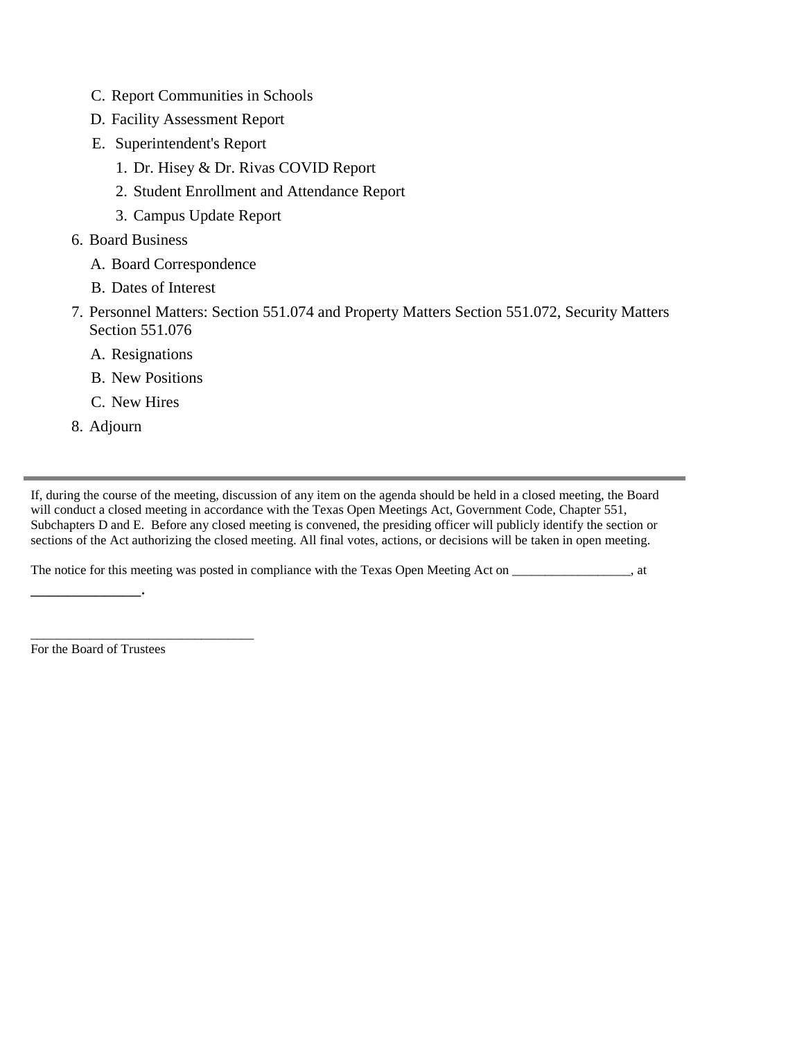C. Report Communities in Schools

D. Facility Assessment Report

E. Superintendent's Report

   1. Dr. Hisey & Dr. Rivas COVID Report
   2. Student Enrollment and Attendance Report
   3. Campus Update Report

6. Board Business

   A. Board Correspondence

   B. Dates of Interest

7. Personnel Matters: Section 551.074 and Property Matters Section 551.072, Security Matters Section 551.076

   A. Resignations

   B. New Positions

   C. New Hires

8. Adjourn

---

If, during the course of the meeting, discussion of any item on the agenda should be held in a closed meeting, the Board will conduct a closed meeting in accordance with the Texas Open Meetings Act, Government Code, Chapter 551, Subchapters D and E. Before any closed meeting is convened, the presiding officer will publicly identify the section or sections of the Act authorizing the closed meeting. All final votes, actions, or decisions will be taken in open meeting.

The notice for this meeting was posted in compliance with the Texas Open Meeting Act on __________________, at **_______________.**

_________________________________

For the Board of Trustees